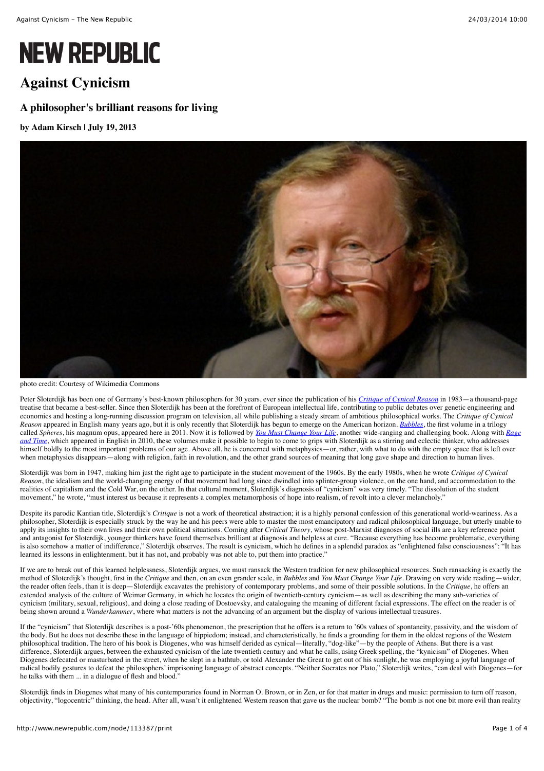# NEW REPUBLIC

# Against Cynicism

## A philosopher's brilliant reasons for living

**by Adam Kirsch | July 19, 2013**

photo credit: Courtesy of Wikimedia Commons

Peter Sloterdijk has been one of Germany's best-known philosophers for 30 years, ever since the publication of his *Critique of Cynical Reason* in 1983—a thousand-page treatise that became a best-seller. Since then Sloterdijk has been at the forefront of European intellectual life, contributing to public debates over genetic engineering and economics and hosting a long-running discussion program on television, all while publishing a steady stream of ambitious philosophical works. The *Critique of Cynical Reason* appeared in English many years ago, but it is only recently that Sloterdijk has begun to emerge on the American horizon. *Bubbles*, the first volume in a trilogy called *Spheres*, his magnum opus, appeared here in 2011. Now it is followed by *You Must Change Your Life*, another wide-ranging and challenging book. Along with *Rage and Time*, which appeared in English in 2010, these volumes make it possible to begin to come to grips with Sloterdijk as a stirring and eclectic thinker, who addresses himself boldly to the most important problems of our age. Above all, he is concerned with metaphysics—or, rather, with what to do with the empty space that is left over when metaphysics disappears—along with religion, faith in revolution, and the other grand sources of meaning that long gave shape and direction to human lives.

Sloterdijk was born in 1947, making him just the right age to participate in the student movement of the 1960s. By the early 1980s, when he wrote *Critique of Cynical Reason*, the idealism and the world-changing energy of that movement had long since dwindled into splinter-group violence, on the one hand, and accommodation to the realities of capitalism and the Cold War, on the other. In that cultural moment, Sloterdijk's diagnosis of "cynicism" was very timely. "The dissolution of the student movement," he wrote, "must interest us because it represents a complex metamorphosis of hope into realism, of revolt into a clever melancholy."

Despite its parodic Kantian title, Sloterdijk's *Critique* is not a work of theoretical abstraction; it is a highly personal confession of this generational world-weariness. As a philosopher, Sloterdijk is especially struck by the way he and his peers were able to master the most emancipatory and radical philosophical language, but utterly unable to apply its insights to their own lives and their own political situations. Coming after *Critical Theory*, whose post-Marxist diagnoses of social ills are a key reference point and antagonist for Sloterdijk, younger thinkers have found themselves brilliant at diagnosis and helpless at cure. "Because everything has become problematic, everything is also somehow a matter of indifference," Sloterdijk observes. The result is cynicism, which he defines in a splendid paradox as "enlightened false consciousness": "It has learned its lessons in enlightenment, but it has not, and probably was not able to, put them into practice."

If we are to break out of this learned helplessness, Sloterdijk argues, we must ransack the Western tradition for new philosophical resources. Such ransacking is exactly the method of Sloterdijk's thought, first in the *Critique* and then, on an even grander scale, in *Bubbles* and *You Must Change Your Life*. Drawing on very wide reading—wider, the reader often feels, than it is deep—Sloterdijk excavates the prehistory of contemporary problems, and some of their possible solutions. In the *Critique*, he offers an extended analysis of the culture of Weimar Germany, in which he locates the origin of twentieth-century cynicism—as well as describing the many sub-varieties of cynicism (military, sexual, religious), and doing a close reading of Dostoevsky, and cataloguing the meaning of different facial expressions. The effect on the reader is of being shown around a *Wunderkammer*, where what matters is not the advancing of an argument but the display of various intellectual treasures.

If the "cynicism" that Sloterdijk describes is a post-'60s phenomenon, the prescription that he offers is a return to '60s values of spontaneity, passivity, and the wisdom of the body. But he does not describe these in the language of hippiedom; instead, and characteristically, he finds a grounding for them in the oldest regions of the Western philosophical tradition. The hero of his book is Diogenes, who was himself derided as cynical—literally, "dog-like"—by the people of Athens. But there is a vast difference, Sloterdijk argues, between the exhausted cynicism of the late twentieth century and what he calls, using Greek spelling, the "kynicism" of Diogenes. When Diogenes defecated or masturbated in the street, when he slept in a bathtub, or told Alexander the Great to get out of his sunlight, he was employing a joyful language of radical bodily gestures to defeat the philosophers' imprisoning language of abstract concepts. "Neither Socrates nor Plato," Sloterdijk writes, "can deal with Diogenes—for he talks with them ... in a dialogue of flesh and blood."

Sloterdijk finds in Diogenes what many of his contemporaries found in Norman O. Brown, or in Zen, or for that matter in drugs and music: permission to turn off reason, objectivity, "logocentric" thinking, the head. After all, wasn't it enlightened Western reason that gave us the nuclear bomb? "The bomb is not one bit more evil than reality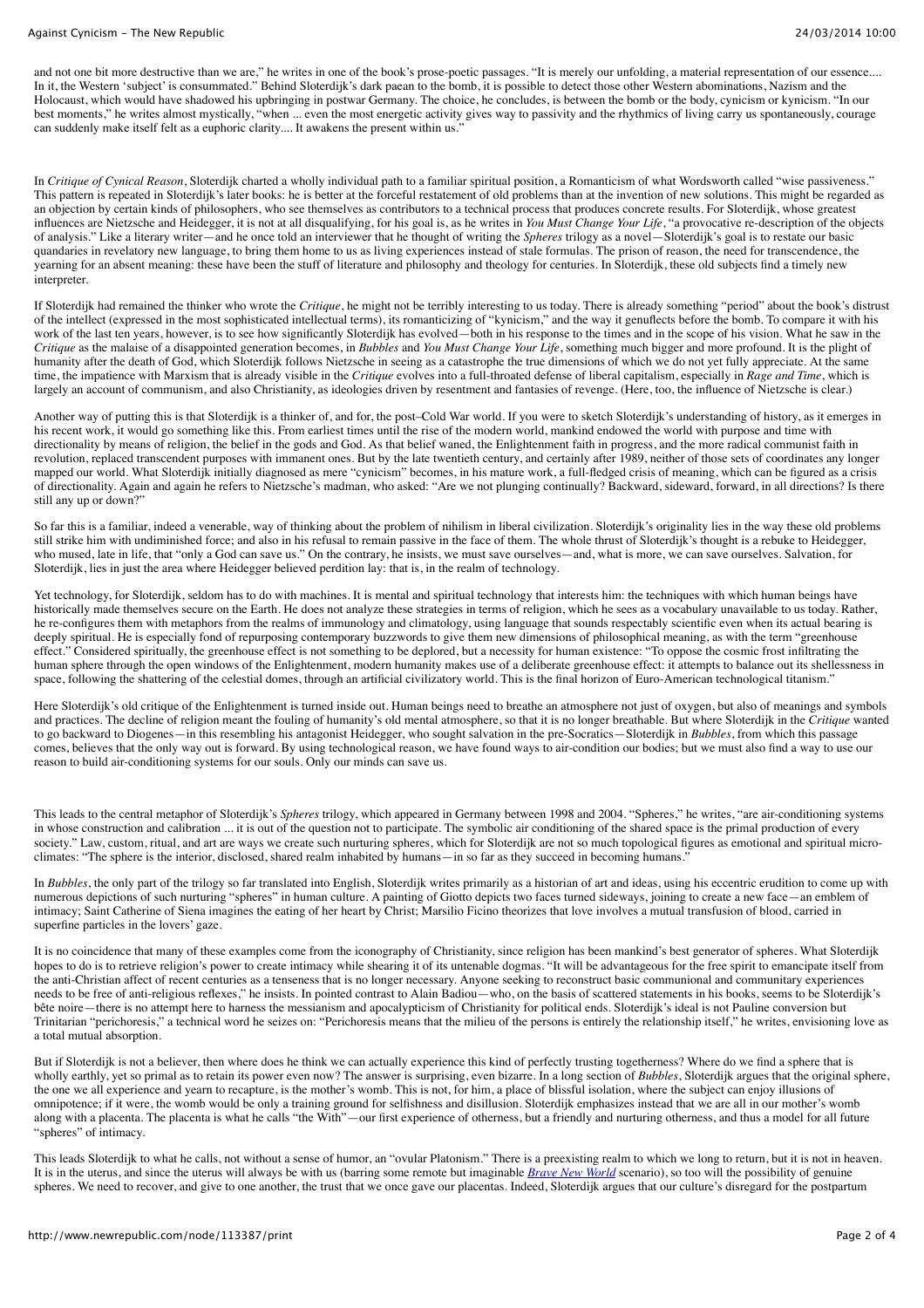and not one bit more destructive than we are," he writes in one of the book's prose-poetic passages. "It is merely our unfolding, a material representation of our essence.... In it, the Western 'subject' is consummated." Behind Sloterdijk's dark paean to the bomb, it is possible to detect those other Western abominations, Nazism and the Holocaust, which would have shadowed his upbringing in postwar Germany. The choice, he concludes, is between the bomb or the body, cynicism or kynicism. "In our best moments," he writes almost mystically, "when ... even the most energetic activity gives way to passivity and the rhythmics of living carry us spontaneously, courage can suddenly make itself felt as a euphoric clarity.... It awakens the present within us."

In *Critique of Cynical Reason*, Sloterdijk charted a wholly individual path to a familiar spiritual position, a Romanticism of what Wordsworth called "wise passiveness." This pattern is repeated in Sloterdijk's later books: he is better at the forceful restatement of old problems than at the invention of new solutions. This might be regarded as an objection by certain kinds of philosophers, who see themselves as contributors to a technical process that produces concrete results. For Sloterdijk, whose greatest influences are Nietzsche and Heidegger, it is not at all disqualifying, for his goal is, as he writes in *You Must Change Your Life*, "a provocative re-description of the objects of analysis." Like a literary writer—and he once told an interviewer that he thought of writing the *Spheres* trilogy as a novel—Sloterdijk's goal is to restate our basic quandaries in revelatory new language, to bring them home to us as living experiences instead of stale formulas. The prison of reason, the need for transcendence, the yearning for an absent meaning: these have been the stuff of literature and philosophy and theology for centuries. In Sloterdijk, these old subjects find a timely new interpreter.

If Sloterdijk had remained the thinker who wrote the *Critique*, he might not be terribly interesting to us today. There is already something "period" about the book's distrust of the intellect (expressed in the most sophisticated intellectual terms), its romanticizing of "kynicism," and the way it genuflects before the bomb. To compare it with his work of the last ten years, however, is to see how significantly Sloterdijk has evolved—both in his response to the times and in the scope of his vision. What he saw in the *Critique* as the malaise of a disappointed generation becomes, in *Bubbles* and *You Must Change Your Life*, something much bigger and more profound. It is the plight of humanity after the death of God, which Sloterdijk follows Nietzsche in seeing as a catastrophe the true dimensions of which we do not yet fully appreciate. At the same time, the impatience with Marxism that is already visible in the *Critique* evolves into a full-throated defense of liberal capitalism, especially in *Rage and Time*, which is largely an account of communism, and also Christianity, as ideologies driven by resentment and fantasies of revenge. (Here, too, the influence of Nietzsche is clear.)

Another way of putting this is that Sloterdijk is a thinker of, and for, the post–Cold War world. If you were to sketch Sloterdijk's understanding of history, as it emerges in his recent work, it would go something like this. From earliest times until the rise of the modern world, mankind endowed the world with purpose and time with directionality by means of religion, the belief in the gods and God. As that belief waned, the Enlightenment faith in progress, and the more radical communist faith in revolution, replaced transcendent purposes with immanent ones. But by the late twentieth century, and certainly after 1989, neither of those sets of coordinates any longer mapped our world. What Sloterdijk initially diagnosed as mere "cynicism" becomes, in his mature work, a full-fledged crisis of meaning, which can be figured as a crisis of directionality. Again and again he returns to Nietzsche's madman, who asked: "Are we not plunging continually? Backward, sideward, forward, in all directions? Is there still any up or down?"

So far this is a familiar, indeed a venerable, way of thinking about the problem of nihilism in liberal civilization. Sloterdijk's originality lies in the way these old problems still strike him with undiminished force; and also in his refusal to remain passive in the face of them. The whole thrust of Sloterdijk's thought is a rebuke to Heidegger, who mused, late in life, that "only a God can save us." On the contrary, he insists, we must save ourselves—and, what is more, we can save ourselves. Salvation, for Sloterdijk, lies in just the area where Heidegger believed perdition lay: that is, in the realm of technology.

Yet technology, for Sloterdijk, seldom has to do with machines. It is mental and spiritual technology that interests him: the techniques with which human beings have historically made themselves secure on the Earth. He does not analyze these strategies in terms of religion, which he sees as a vocabulary unavailable to us today. Rather, he re-configures them with metaphors from the realms of immunology and climatology, using language that sounds respectably scientific even when its actual bearing is deeply spiritual. He is especially fond of repurposing contemporary buzzwords to give them new dimensions of philosophical meaning, as with the term "greenhouse effect." Considered spiritually, the greenhouse effect is not something to be deplored, but a necessity for human existence: "To oppose the cosmic frost infiltrating the human sphere through the open windows of the Enlightenment, modern humanity makes use of a deliberate greenhouse effect: it attempts to balance out its shellessness in space, following the shattering of the celestial domes, through an artificial civilizatory world. This is the final horizon of Euro-American technological titanism."

Here Sloterdijk's old critique of the Enlightenment is turned inside out. Human beings need to breathe an atmosphere not just of oxygen, but also of meanings and symbols and practices. The decline of religion meant the fouling of humanity's old mental atmosphere, so that it is no longer breathable. But where Sloterdijk in the *Critique* wanted to go backward to Diogenes—in this resembling his antagonist Heidegger, who sought salvation in the pre-Socratics—Sloterdijk in *Bubbles*, from which this passage comes, believes that the only way out is forward. By using technological reason, we have found ways to air-condition our bodies; but we must also find a way to use our reason to build air-conditioning systems for our souls. Only our minds can save us.

This leads to the central metaphor of Sloterdijk's *Spheres* trilogy, which appeared in Germany between 1998 and 2004. "Spheres," he writes, "are air-conditioning systems in whose construction and calibration ... it is out of the question not to participate. The symbolic air conditioning of the shared space is the primal production of every society." Law, custom, ritual, and art are ways we create such nurturing spheres, which for Sloterdijk are not so much topological figures as emotional and spiritual micro-climates: "The sphere is the interior, disclosed, shared realm inhabited by humans—in so far as they succeed in becoming humans."

In *Bubbles*, the only part of the trilogy so far translated into English, Sloterdijk writes primarily as a historian of art and ideas, using his eccentric erudition to come up with numerous depictions of such nurturing "spheres" in human culture. A painting of Giotto depicts two faces turned sideways, joining to create a new face—an emblem of intimacy; Saint Catherine of Siena imagines the eating of her heart by Christ; Marsilio Ficino theorizes that love involves a mutual transfusion of blood, carried in superfine particles in the lovers' gaze.

It is no coincidence that many of these examples come from the iconography of Christianity, since religion has been mankind's best generator of spheres. What Sloterdijk hopes to do is to retrieve religion's power to create intimacy while shearing it of its untenable dogmas. "It will be advantageous for the free spirit to emancipate itself from the anti-Christian affect of recent centuries as a tenseness that is no longer necessary. Anyone seeking to reconstruct basic communional and communitary experiences needs to be free of anti-religious reflexes," he insists. In pointed contrast to Alain Badiou—who, on the basis of scattered statements in his books, seems to be Sloterdijk's bête noire—there is no attempt here to harness the messianism and apocalypticism of Christianity for political ends. Sloterdijk's ideal is not Pauline conversion but Trinitarian "perichoresis," a technical word he seizes on: "Perichoresis means that the milieu of the persons is entirely the relationship itself," he writes, envisioning love as a total mutual absorption.

But if Sloterdijk is not a believer, then where does he think we can actually experience this kind of perfectly trusting togetherness? Where do we find a sphere that is wholly earthly, yet so primal as to retain its power even now? The answer is surprising, even bizarre. In a long section of *Bubbles*, Sloterdijk argues that the original sphere, the one we all experience and yearn to recapture, is the mother's womb. This is not, for him, a place of blissful isolation, where the subject can enjoy illusions of omnipotence; if it were, the womb would be only a training ground for selfishness and disillusion. Sloterdijk emphasizes instead that we are all in our mother's womb along with a placenta. The placenta is what he calls "the With"—our first experience of otherness, but a friendly and nurturing otherness, and thus a model for all future "spheres" of intimacy.

This leads Sloterdijk to what he calls, not without a sense of humor, an "ovular Platonism." There is a preexisting realm to which we long to return, but it is not in heaven. It is in the uterus, and since the uterus will always be with us (barring some remote but imaginable *Brave New World* scenario), so too will the possibility of genuine spheres. We need to recover, and give to one another, the trust that we once gave our placentas. Indeed, Sloterdijk argues that our culture's disregard for the postpartum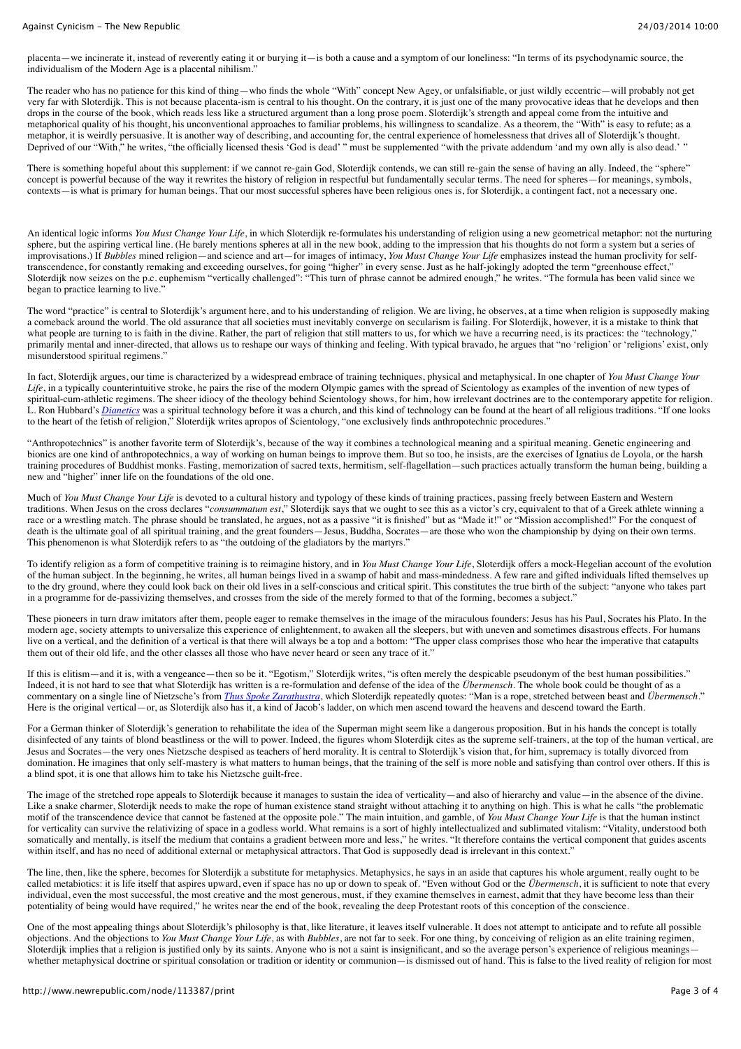placenta—we incinerate it, instead of reverently eating it or burying it—is both a cause and a symptom of our loneliness: "In terms of its psychodynamic source, the individualism of the Modern Age is a placental nihilism."

The reader who has no patience for this kind of thing—who finds the whole "With" concept New Agey, or unfalsifiable, or just wildly eccentric—will probably not get very far with Sloterdijk. This is not because placenta-ism is central to his thought. On the contrary, it is just one of the many provocative ideas that he develops and then drops in the course of the book, which reads less like a structured argument than a long prose poem. Sloterdijk's strength and appeal come from the intuitive and metaphorical quality of his thought, his unconventional approaches to familiar problems, his willingness to scandalize. As a theorem, the "With" is easy to refute; as a metaphor, it is weirdly persuasive. It is another way of describing, and accounting for, the central experience of homelessness that drives all of Sloterdijk's thought. Deprived of our "With," he writes, "the officially licensed thesis 'God is dead' " must be supplemented "with the private addendum 'and my own ally is also dead.' "

There is something hopeful about this supplement: if we cannot re-gain God, Sloterdijk contends, we can still re-gain the sense of having an ally. Indeed, the "sphere" concept is powerful because of the way it rewrites the history of religion in respectful but fundamentally secular terms. The need for spheres—for meanings, symbols, contexts—is what is primary for human beings. That our most successful spheres have been religious ones is, for Sloterdijk, a contingent fact, not a necessary one.

An identical logic informs *You Must Change Your Life*, in which Sloterdijk re-formulates his understanding of religion using a new geometrical metaphor: not the nurturing sphere, but the aspiring vertical line. (He barely mentions spheres at all in the new book, adding to the impression that his thoughts do not form a system but a series of improvisations.) If *Bubbles* mined religion—and science and art—for images of intimacy, *You Must Change Your Life* emphasizes instead the human proclivity for self-transcendence, for constantly remaking and exceeding ourselves, for going "higher" in every sense. Just as he half-jokingly adopted the term "greenhouse effect," Sloterdijk now seizes on the p.c. euphemism "vertically challenged": "This turn of phrase cannot be admired enough," he writes. "The formula has been valid since we began to practice learning to live."

The word "practice" is central to Sloterdijk's argument here, and to his understanding of religion. We are living, he observes, at a time when religion is supposedly making a comeback around the world. The old assurance that all societies must inevitably converge on secularism is failing. For Sloterdijk, however, it is a mistake to think that what people are turning to is faith in the divine. Rather, the part of religion that still matters to us, for which we have a recurring need, is its practices: the "technology," primarily mental and inner-directed, that allows us to reshape our ways of thinking and feeling. With typical bravado, he argues that "no 'religion' or 'religions' exist, only misunderstood spiritual regimens."

In fact, Sloterdijk argues, our time is characterized by a widespread embrace of training techniques, physical and metaphysical. In one chapter of *You Must Change Your Life*, in a typically counterintuitive stroke, he pairs the rise of the modern Olympic games with the spread of Scientology as examples of the invention of new types of spiritual-cum-athletic regimens. The sheer idiocy of the theology behind Scientology shows, for him, how irrelevant doctrines are to the contemporary appetite for religion. L. Ron Hubbard's *Dianetics* was a spiritual technology before it was a church, and this kind of technology can be found at the heart of all religious traditions. "If one looks to the heart of the fetish of religion," Sloterdijk writes apropos of Scientology, "one exclusively finds anthropotechnic procedures."

"Anthropotechnics" is another favorite term of Sloterdijk's, because of the way it combines a technological meaning and a spiritual meaning. Genetic engineering and bionics are one kind of anthropotechnics, a way of working on human beings to improve them. But so too, he insists, are the exercises of Ignatius de Loyola, or the harsh training procedures of Buddhist monks. Fasting, memorization of sacred texts, hermitism, self-flagellation—such practices actually transform the human being, building a new and "higher" inner life on the foundations of the old one.

Much of *You Must Change Your Life* is devoted to a cultural history and typology of these kinds of training practices, passing freely between Eastern and Western traditions. When Jesus on the cross declares "*consummatum est*," Sloterdijk says that we ought to see this as a victor's cry, equivalent to that of a Greek athlete winning a race or a wrestling match. The phrase should be translated, he argues, not as a passive "it is finished" but as "Made it!" or "Mission accomplished!" For the conquest of death is the ultimate goal of all spiritual training, and the great founders—Jesus, Buddha, Socrates—are those who won the championship by dying on their own terms. This phenomenon is what Sloterdijk refers to as "the outdoing of the gladiators by the martyrs."

To identify religion as a form of competitive training is to reimagine history, and in *You Must Change Your Life*, Sloterdijk offers a mock-Hegelian account of the evolution of the human subject. In the beginning, he writes, all human beings lived in a swamp of habit and mass-mindedness. A few rare and gifted individuals lifted themselves up to the dry ground, where they could look back on their old lives in a self-conscious and critical spirit. This constitutes the true birth of the subject: "anyone who takes part in a programme for de-passivizing themselves, and crosses from the side of the merely formed to that of the forming, becomes a subject."

These pioneers in turn draw imitators after them, people eager to remake themselves in the image of the miraculous founders: Jesus has his Paul, Socrates his Plato. In the modern age, society attempts to universalize this experience of enlightenment, to awaken all the sleepers, but with uneven and sometimes disastrous effects. For humans live on a vertical, and the definition of a vertical is that there will always be a top and a bottom: "The upper class comprises those who hear the imperative that catapults them out of their old life, and the other classes all those who have never heard or seen any trace of it."

If this is elitism—and it is, with a vengeance—then so be it. "Egotism," Sloterdijk writes, "is often merely the despicable pseudonym of the best human possibilities." Indeed, it is not hard to see that what Sloterdijk has written is a re-formulation and defense of the idea of the *Übermensch*. The whole book could be thought of as a commentary on a single line of Nietzsche's from *Thus Spoke Zarathustra*, which Sloterdijk repeatedly quotes: "Man is a rope, stretched between beast and *Übermensch*." Here is the original vertical—or, as Sloterdijk also has it, a kind of Jacob's ladder, on which men ascend toward the heavens and descend toward the Earth.

For a German thinker of Sloterdijk's generation to rehabilitate the idea of the Superman might seem like a dangerous proposition. But in his hands the concept is totally disinfected of any taints of blond beastliness or the will to power. Indeed, the figures whom Sloterdijk cites as the supreme self-trainers, at the top of the human vertical, are Jesus and Socrates—the very ones Nietzsche despised as teachers of herd morality. It is central to Sloterdijk's vision that, for him, supremacy is totally divorced from domination. He imagines that only self-mastery is what matters to human beings, that the training of the self is more noble and satisfying than control over others. If this is a blind spot, it is one that allows him to take his Nietzsche guilt-free.

The image of the stretched rope appeals to Sloterdijk because it manages to sustain the idea of verticality—and also of hierarchy and value—in the absence of the divine. Like a snake charmer, Sloterdijk needs to make the rope of human existence stand straight without attaching it to anything on high. This is what he calls "the problematic motif of the transcendence device that cannot be fastened at the opposite pole." The main intuition, and gamble, of *You Must Change Your Life* is that the human instinct for verticality can survive the relativizing of space in a godless world. What remains is a sort of highly intellectualized and sublimated vitalism: "Vitality, understood both somatically and mentally, is itself the medium that contains a gradient between more and less," he writes. "It therefore contains the vertical component that guides ascents within itself, and has no need of additional external or metaphysical attractors. That God is supposedly dead is irrelevant in this context."

The line, then, like the sphere, becomes for Sloterdijk a substitute for metaphysics. Metaphysics, he says in an aside that captures his whole argument, really ought to be called metabiotics: it is life itself that aspires upward, even if space has no up or down to speak of. "Even without God or the *Übermensch*, it is sufficient to note that every individual, even the most successful, the most creative and the most generous, must, if they examine themselves in earnest, admit that they have become less than their potentiality of being would have required," he writes near the end of the book, revealing the deep Protestant roots of this conception of the conscience.

One of the most appealing things about Sloterdijk's philosophy is that, like literature, it leaves itself vulnerable. It does not attempt to anticipate and to refute all possible objections. And the objections to *You Must Change Your Life*, as with *Bubbles*, are not far to seek. For one thing, by conceiving of religion as an elite training regimen, Sloterdijk implies that a religion is justified only by its saints. Anyone who is not a saint is insignificant, and so the average person's experience of religious meanings—whether metaphysical doctrine or spiritual consolation or tradition or identity or communion—is dismissed out of hand. This is false to the lived reality of religion for most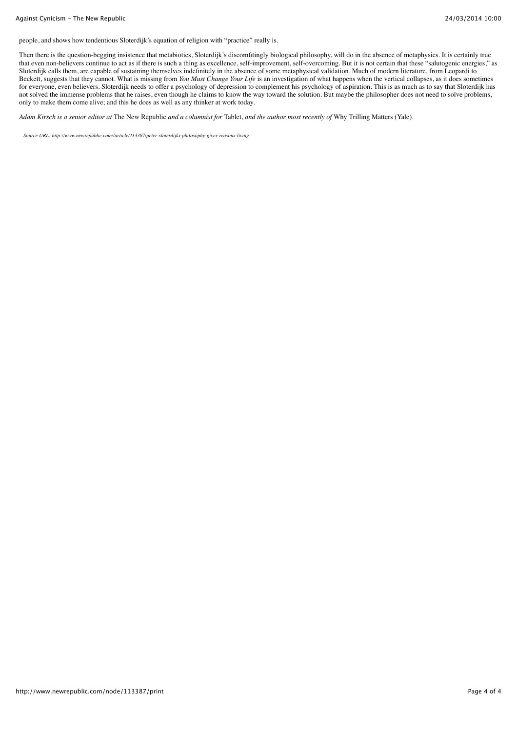people, and shows how tendentious Sloterdijk's equation of religion with "practice" really is.

Then there is the question-begging insistence that metabiotics, Sloterdijk's discomfitingly biological philosophy, will do in the absence of metaphysics. It is certainly true that even non-believers continue to act as if there is such a thing as excellence, self-improvement, self-overcoming. But it is not certain that these "salutogenic energies," as Sloterdijk calls them, are capable of sustaining themselves indefinitely in the absence of some metaphysical validation. Much of modern literature, from Leopardi to Beckett, suggests that they cannot. What is missing from *You Must Change Your Life* is an investigation of what happens when the vertical collapses, as it does sometimes for everyone, even believers. Sloterdijk needs to offer a psychology of depression to complement his psychology of aspiration. This is as much as to say that Sloterdijk has not solved the immense problems that he raises, even though he claims to know the way toward the solution. But maybe the philosopher does not need to solve problems, only to make them come alive; and this he does as well as any thinker at work today.

*Adam Kirsch is a senior editor at* The New Republic *and a columnist for* Tablet*, and the author most recently of* Why Trilling Matters (Yale).

*Source URL: http://www.newrepublic.com//article/113387/peter-sloterdijks-philosophy-gives-reasons-living*